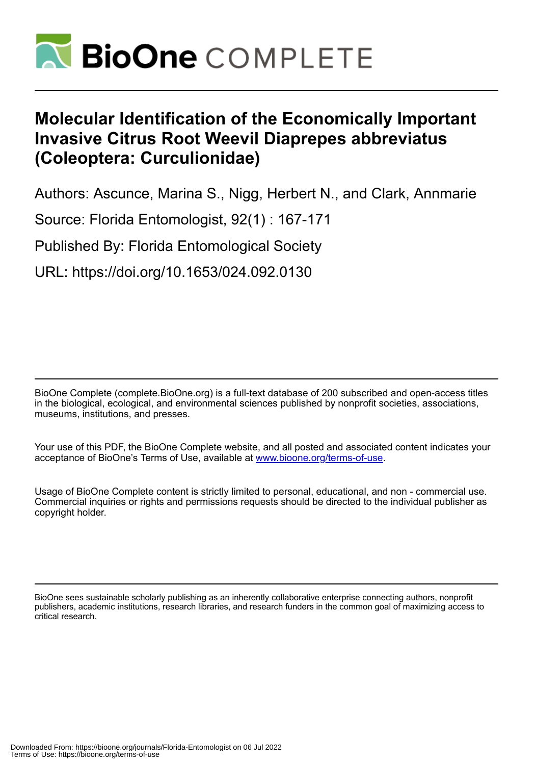# Molecular Identification of the Economically Important Invasive Citrus Root Weevil Diaprepes abbreviatus (Coleoptera: Curculionidae)

Authors: Ascunce, Marina S., Nigg, Herbert N., and Clark, Annmarie

Source: Florida Entomologist, 92(1) : 167-171

Published By: Florida Entomological Society

URL: https://doi.org/10.1653/024.092.0130

BioOne Complete (complete.BioOne.org) is a full-text database of 200 subscribed and open-access titles in the biological, ecological, and environmental sciences published by nonprofit societies, associations, museums, institutions, and presses.

Your use of this PDF, the BioOne Complete website, and all posted and associated content indicates your acceptance of BioOne's Terms of Use, available at www.bioone.org/terms-of-use.

Usage of BioOne Complete content is strictly limited to personal, educational, and non - commercial use. Commercial inquiries or rights and permissions requests should be directed to the individual publisher as copyright holder.

BioOne sees sustainable scholarly publishing as an inherently collaborative enterprise connecting authors, nonprofit publishers, academic institutions, research libraries, and research funders in the common goal of maximizing access to critical research.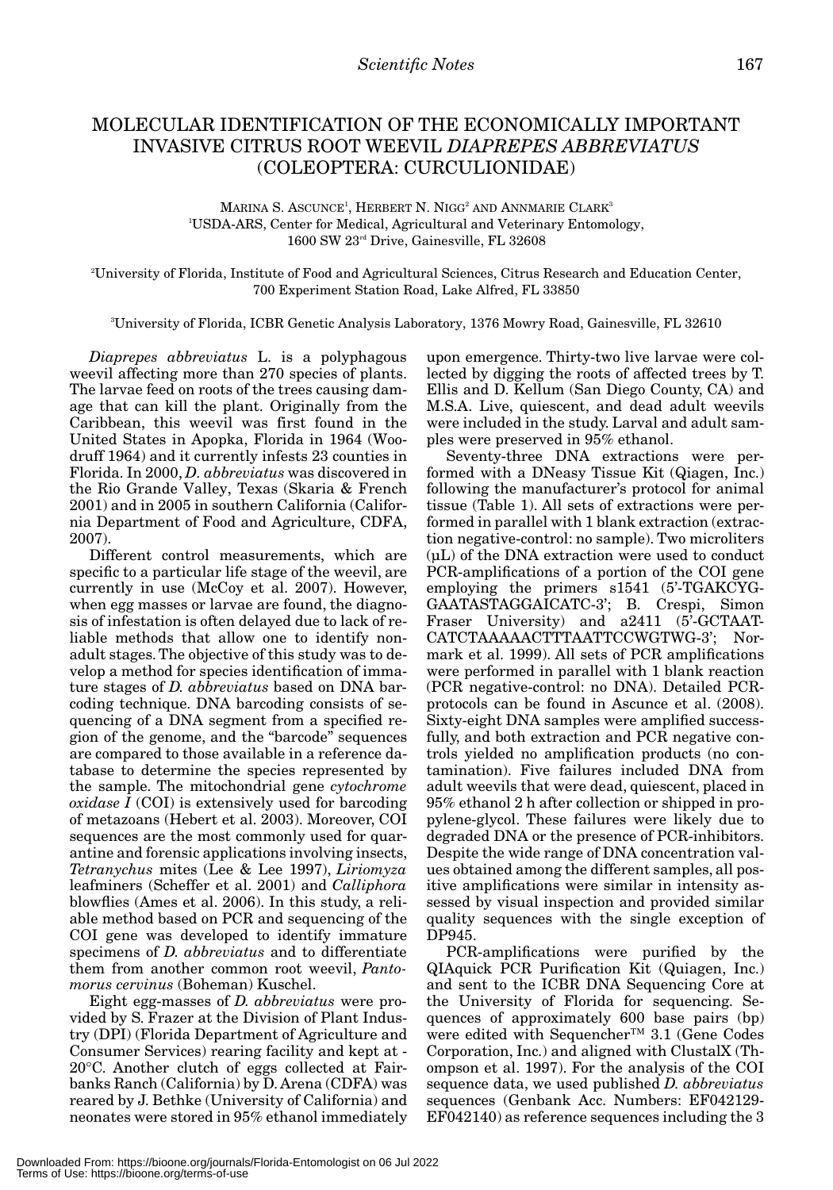# MOLECULAR IDENTIFICATION OF THE ECONOMICALLY IMPORTANT INVASIVE CITRUS ROOT WEEVIL *DIAPREPES ABBREVIATUS* (COLEOPTERA: CURCULIONIDAE)

MARINA S. ASCUNCE[1], HERBERT N. NIGG[2] AND ANNMARIE CLARK[3]

[1]USDA-ARS, Center for Medical, Agricultural and Veterinary Entomology, 1600 SW 23rd Drive, Gainesville, FL 32608

[2]University of Florida, Institute of Food and Agricultural Sciences, Citrus Research and Education Center, 700 Experiment Station Road, Lake Alfred, FL 33850

[3]University of Florida, ICBR Genetic Analysis Laboratory, 1376 Mowry Road, Gainesville, FL 32610

*Diaprepes abbreviatus* L. is a polyphagous weevil affecting more than 270 species of plants. The larvae feed on roots of the trees causing damage that can kill the plant. Originally from the Caribbean, this weevil was first found in the United States in Apopka, Florida in 1964 (Woodruff 1964) and it currently infests 23 counties in Florida. In 2000, *D. abbreviatus* was discovered in the Rio Grande Valley, Texas (Skaria & French 2001) and in 2005 in southern California (California Department of Food and Agriculture, CDFA, 2007).

Different control measurements, which are specific to a particular life stage of the weevil, are currently in use (McCoy et al. 2007). However, when egg masses or larvae are found, the diagnosis of infestation is often delayed due to lack of reliable methods that allow one to identify non-adult stages. The objective of this study was to develop a method for species identification of immature stages of *D. abbreviatus* based on DNA barcoding technique. DNA barcoding consists of sequencing of a DNA segment from a specified region of the genome, and the "barcode" sequences are compared to those available in a reference database to determine the species represented by the sample. The mitochondrial gene *cytochrome oxidase I* (COI) is extensively used for barcoding of metazoans (Hebert et al. 2003). Moreover, COI sequences are the most commonly used for quarantine and forensic applications involving insects, *Tetranychus* mites (Lee & Lee 1997), *Liriomyza* leafminers (Scheffer et al. 2001) and *Calliphora* blowflies (Ames et al. 2006). In this study, a reliable method based on PCR and sequencing of the COI gene was developed to identify immature specimens of *D. abbreviatus* and to differentiate them from another common root weevil, *Pantomorus cervinus* (Boheman) Kuschel.

Eight egg-masses of *D. abbreviatus* were provided by S. Frazer at the Division of Plant Industry (DPI) (Florida Department of Agriculture and Consumer Services) rearing facility and kept at -20°C. Another clutch of eggs collected at Fairbanks Ranch (California) by D. Arena (CDFA) was reared by J. Bethke (University of California) and neonates were stored in 95% ethanol immediately upon emergence. Thirty-two live larvae were collected by digging the roots of affected trees by T. Ellis and D. Kellum (San Diego County, CA) and M.S.A. Live, quiescent, and dead adult weevils were included in the study. Larval and adult samples were preserved in 95% ethanol.

Seventy-three DNA extractions were performed with a DNeasy Tissue Kit (Qiagen, Inc.) following the manufacturer's protocol for animal tissue (Table 1). All sets of extractions were performed in parallel with 1 blank extraction (extraction negative-control: no sample). Two microliters (µL) of the DNA extraction were used to conduct PCR-amplifications of a portion of the COI gene employing the primers s1541 (5'-TGAKCYGGAATASTAGGAICATC-3'; B. Crespi, Simon Fraser University) and a2411 (5'-GCTAATCATCTAAAAACTTTAATTCCWGTWG-3'; Normark et al. 1999). All sets of PCR amplifications were performed in parallel with 1 blank reaction (PCR negative-control: no DNA). Detailed PCR-protocols can be found in Ascunce et al. (2008). Sixty-eight DNA samples were amplified successfully, and both extraction and PCR negative controls yielded no amplification products (no contamination). Five failures included DNA from adult weevils that were dead, quiescent, placed in 95% ethanol 2 h after collection or shipped in propylene-glycol. These failures were likely due to degraded DNA or the presence of PCR-inhibitors. Despite the wide range of DNA concentration values obtained among the different samples, all positive amplifications were similar in intensity assessed by visual inspection and provided similar quality sequences with the single exception of DP945.

PCR-amplifications were purified by the QIAquick PCR Purification Kit (Quiagen, Inc.) and sent to the ICBR DNA Sequencing Core at the University of Florida for sequencing. Sequences of approximately 600 base pairs (bp) were edited with Sequencher™ 3.1 (Gene Codes Corporation, Inc.) and aligned with ClustalX (Thompson et al. 1997). For the analysis of the COI sequence data, we used published *D. abbreviatus* sequences (Genbank Acc. Numbers: EF042129-EF042140) as reference sequences including the 3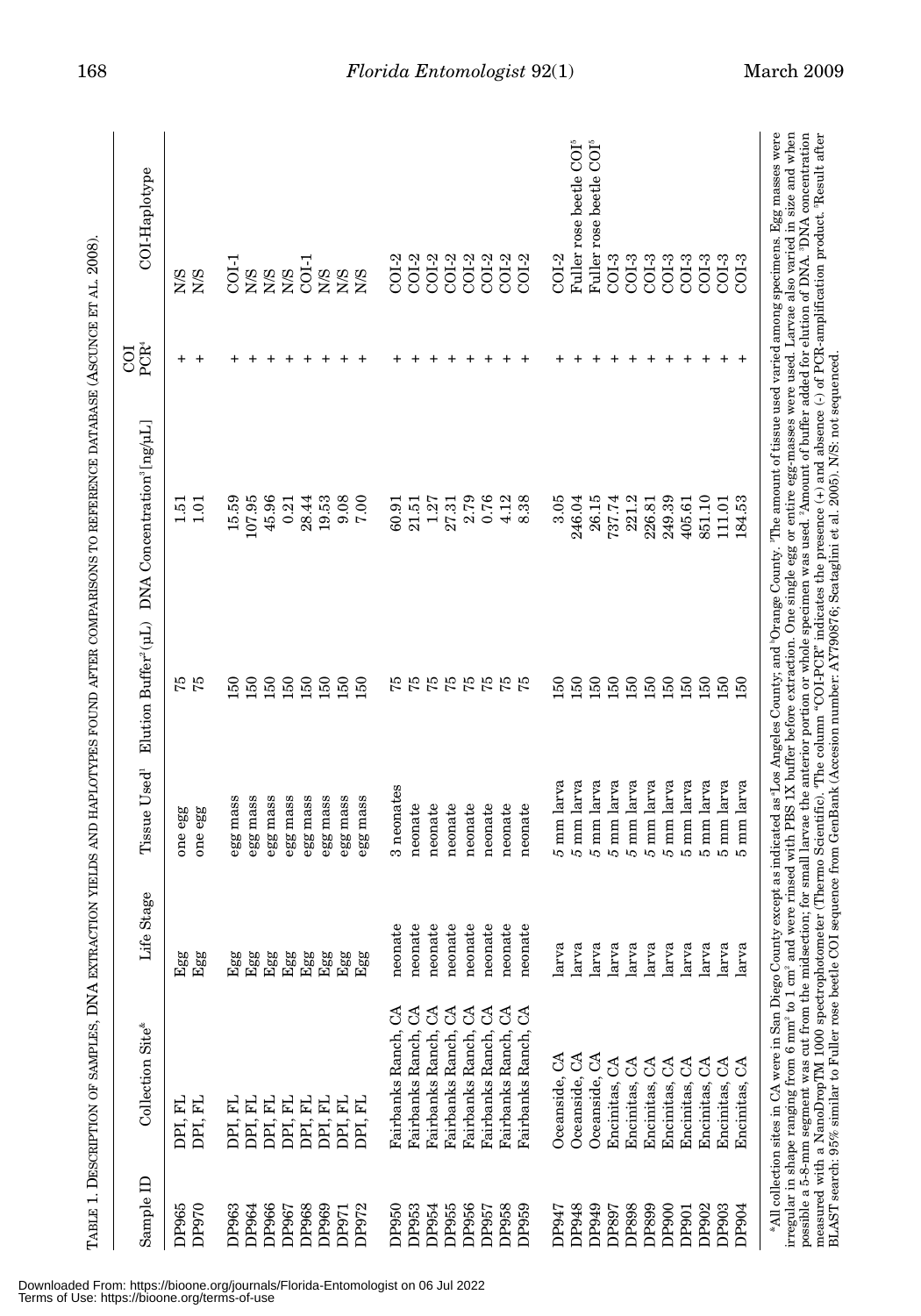TABLE 1. DESCRIPTION OF SAMPLES, DNA EXTRACTION YIELDS AND HAPLOTYPES FOUND AFTER COMPARISONS TO REFERENCE DATABASE (ASCUNCE ET AL. 2008).

| Sample ID | Collection Site* | Life Stage | Tissue Used[1] | Elution Buffer[2] (µL) | DNA Concentration[3] [ng/µL] | COI PCR[4] | COI-Haplotype |
|---|---|---|---|---|---|---|---|
| DP965 | DPI, FL | Egg | one egg | 75 | 1.51 | + | N/S |
| DP970 | DPI, FL | Egg | one egg | 75 | 1.01 | + | N/S |
| DP963 | DPI, FL | Egg | egg mass | 150 | 15.59 | + | COI-1 |
| DP964 | DPI, FL | Egg | egg mass | 150 | 107.95 | + | N/S |
| DP966 | DPI, FL | Egg | egg mass | 150 | 45.96 | + | N/S |
| DP967 | DPI, FL | Egg | egg mass | 150 | 0.21 | + | N/S |
| DP968 | DPI, FL | Egg | egg mass | 150 | 28.44 | + | COI-1 |
| DP969 | DPI, FL | Egg | egg mass | 150 | 19.53 | + | N/S |
| DP971 | DPI, FL | Egg | egg mass | 150 | 9.08 | + | N/S |
| DP972 | DPI, FL | Egg | egg mass | 150 | 7.00 | + | N/S |
| DP950 | Fairbanks Ranch, CA | neonate | 3 neonates | 75 | 60.91 | + | COI-2 |
| DP953 | Fairbanks Ranch, CA | neonate | neonate | 75 | 21.51 | + | COI-2 |
| DP954 | Fairbanks Ranch, CA | neonate | neonate | 75 | 1.27 | + | COI-2 |
| DP955 | Fairbanks Ranch, CA | neonate | neonate | 75 | 27.31 | + | COI-2 |
| DP956 | Fairbanks Ranch, CA | neonate | neonate | 75 | 2.79 | + | COI-2 |
| DP957 | Fairbanks Ranch, CA | neonate | neonate | 75 | 0.76 | + | COI-2 |
| DP958 | Fairbanks Ranch, CA | neonate | neonate | 75 | 4.12 | + | COI-2 |
| DP959 | Fairbanks Ranch, CA | neonate | neonate | 75 | 8.38 | + | COI-2 |
| DP947 | Oceanside, CA | larva | 5 mm larva | 150 | 3.05 | + | COI-2 |
| DP948 | Oceanside, CA | larva | 5 mm larva | 150 | 246.04 | + | Fuller rose beetle COI[5] |
| DP949 | Oceanside, CA | larva | 5 mm larva | 150 | 26.15 | + | Fuller rose beetle COI[5] |
| DP897 | Encinitas, CA | larva | 5 mm larva | 150 | 737.74 | + | COI-3 |
| DP898 | Encinitas, CA | larva | 5 mm larva | 150 | 221.2 | + | COI-3 |
| DP899 | Encinitas, CA | larva | 5 mm larva | 150 | 226.81 | + | COI-3 |
| DP900 | Encinitas, CA | larva | 5 mm larva | 150 | 249.39 | + | COI-3 |
| DP901 | Encinitas, CA | larva | 5 mm larva | 150 | 405.61 | + | COI-3 |
| DP902 | Encinitas, CA | larva | 5 mm larva | 150 | 851.10 | + | COI-3 |
| DP903 | Encinitas, CA | larva | 5 mm larva | 150 | 111.01 | + | COI-3 |
| DP904 | Encinitas, CA | larva | 5 mm larva | 150 | 184.53 | + | COI-3 |

*All collection sites in CA were in San Diego County except as indicated as [a]Los Angeles County; and [b]Orange County. [1]The amount of tissue used varied among specimens. Egg masses were irregular in shape ranging from 6 mm$^2$ to 1 cm$^2$ and were rinsed with PBS 1X buffer before extraction. One single egg or entire egg-masses were used. Larvae also varied in size and when possible a 5-8-mm segment was cut from the midsection; for small larvae the anterior portion or whole specimen was used. [2]Amount of buffer added for elution of DNA. [3]DNA concentration measured with a NanoDropTM 1000 spectrophotometer (Thermo Scientific). [4]The column "COI-PCR" indicates the presence (+) and absence (-) of PCR-amplification product. [5]Result after BLAST search: 95% similar to Fuller rose beetle COI sequence from GenBank (Accesion number: AY790876; Scataglini et al. 2005). N/S: not sequenced.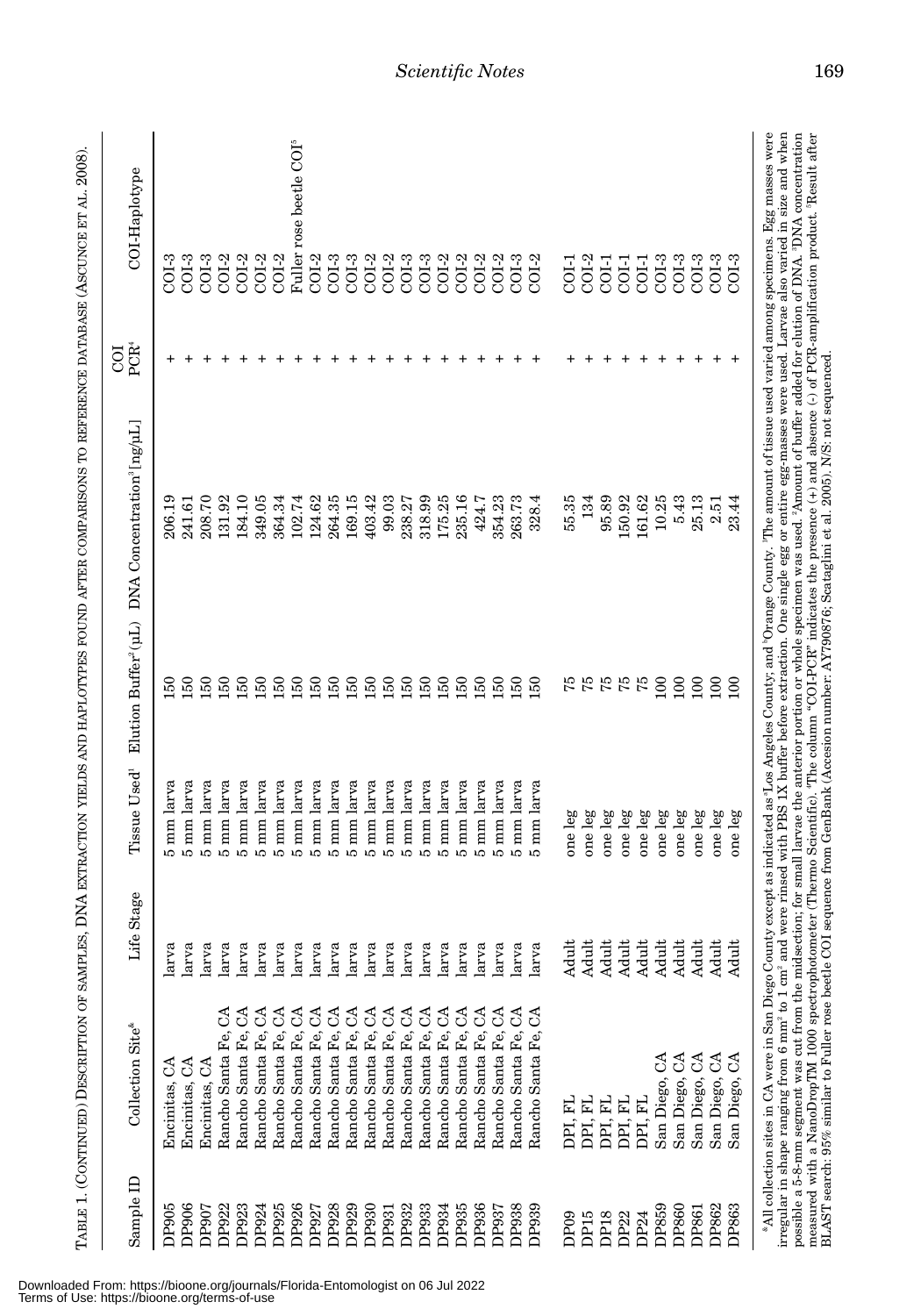TABLE 1. (CONTINUED) DESCRIPTION OF SAMPLES, DNA EXTRACTION YIELDS AND HAPLOTYPES FOUND AFTER COMPARISONS TO REFERENCE DATABASE (ASCUNCE ET AL. 2008).

| Sample ID | Collection Site* | Life Stage | Tissue Used[1] | Elution Buffer[2] (µL) | DNA Concentration[3] [ng/µL] | COI PCR[4] | COI-Haplotype |
|---|---|---|---|---|---|---|---|
| DP905 | Encinitas, CA | larva | 5 mm larva | 150 | 206.19 | + | COI-3 |
| DP906 | Encinitas, CA | larva | 5 mm larva | 150 | 241.61 | + | COI-3 |
| DP907 | Encinitas, CA | larva | 5 mm larva | 150 | 208.70 | + | COI-3 |
| DP922 | Rancho Santa Fe, CA | larva | 5 mm larva | 150 | 131.92 | + | COI-2 |
| DP923 | Rancho Santa Fe, CA | larva | 5 mm larva | 150 | 184.10 | + | COI-2 |
| DP924 | Rancho Santa Fe, CA | larva | 5 mm larva | 150 | 349.05 | + | COI-2 |
| DP925 | Rancho Santa Fe, CA | larva | 5 mm larva | 150 | 364.34 | + | COI-2 |
| DP926 | Rancho Santa Fe, CA | larva | 5 mm larva | 150 | 102.74 | + | Fuller rose beetle COI[5] |
| DP927 | Rancho Santa Fe, CA | larva | 5 mm larva | 150 | 124.62 | + | COI-2 |
| DP928 | Rancho Santa Fe, CA | larva | 5 mm larva | 150 | 264.35 | + | COI-3 |
| DP929 | Rancho Santa Fe, CA | larva | 5 mm larva | 150 | 169.15 | + | COI-3 |
| DP930 | Rancho Santa Fe, CA | larva | 5 mm larva | 150 | 403.42 | + | COI-2 |
| DP931 | Rancho Santa Fe, CA | larva | 5 mm larva | 150 | 99.03 | + | COI-2 |
| DP932 | Rancho Santa Fe, CA | larva | 5 mm larva | 150 | 238.27 | + | COI-3 |
| DP933 | Rancho Santa Fe, CA | larva | 5 mm larva | 150 | 318.99 | + | COI-3 |
| DP934 | Rancho Santa Fe, CA | larva | 5 mm larva | 150 | 175.25 | + | COI-2 |
| DP935 | Rancho Santa Fe, CA | larva | 5 mm larva | 150 | 235.16 | + | COI-2 |
| DP936 | Rancho Santa Fe, CA | larva | 5 mm larva | 150 | 424.7 | + | COI-2 |
| DP937 | Rancho Santa Fe, CA | larva | 5 mm larva | 150 | 354.23 | + | COI-2 |
| DP938 | Rancho Santa Fe, CA | larva | 5 mm larva | 150 | 263.73 | + | COI-3 |
| DP939 | Rancho Santa Fe, CA | larva | 5 mm larva | 150 | 328.4 | + | COI-2 |
| DP09 | DPI, FL | Adult | one leg | 75 | 55.35 | + | COI-1 |
| DP15 | DPI, FL | Adult | one leg | 75 | 134 | + | COI-2 |
| DP18 | DPI, FL | Adult | one leg | 75 | 95.89 | + | COI-1 |
| DP22 | DPI, FL | Adult | one leg | 75 | 150.92 | + | COI-1 |
| DP24 | DPI, FL | Adult | one leg | 75 | 161.62 | + | COI-1 |
| DP859 | San Diego, CA | Adult | one leg | 100 | 10.25 | + | COI-3 |
| DP860 | San Diego, CA | Adult | one leg | 100 | 5.43 | + | COI-3 |
| DP861 | San Diego, CA | Adult | one leg | 100 | 25.13 | + | COI-3 |
| DP862 | San Diego, CA | Adult | one leg | 100 | 2.51 | + | COI-3 |
| DP863 | San Diego, CA | Adult | one leg | 100 | 23.44 | + | COI-3 |

*All collection sites in CA were in San Diego County except as indicated as [a]Los Angeles County; and [b]Orange County. [1]The amount of tissue used varied among specimens. Egg masses were irregular in shape ranging from 6 mm² to 1 cm² and were rinsed with PBS 1X buffer before extraction. One single egg or entire egg-masses were used. Larvae also varied in size and when possible a 5-8-mm segment was cut from the midsection; for small larvae the anterior portion or whole specimen was used. [2]Amount of buffer added for elution of DNA. [3]DNA concentration measured with a NanoDropTM 1000 spectrophotometer (Thermo Scientific). [4]The column "COI-PCR" indicates the presence (+) and absence (-) of PCR-amplification product. [5]Result after BLAST search: 95% similar to Fuller rose beetle COI sequence from GenBank (Accesion number: AY790876; Scataglini et al. 2005). N/S: not sequenced.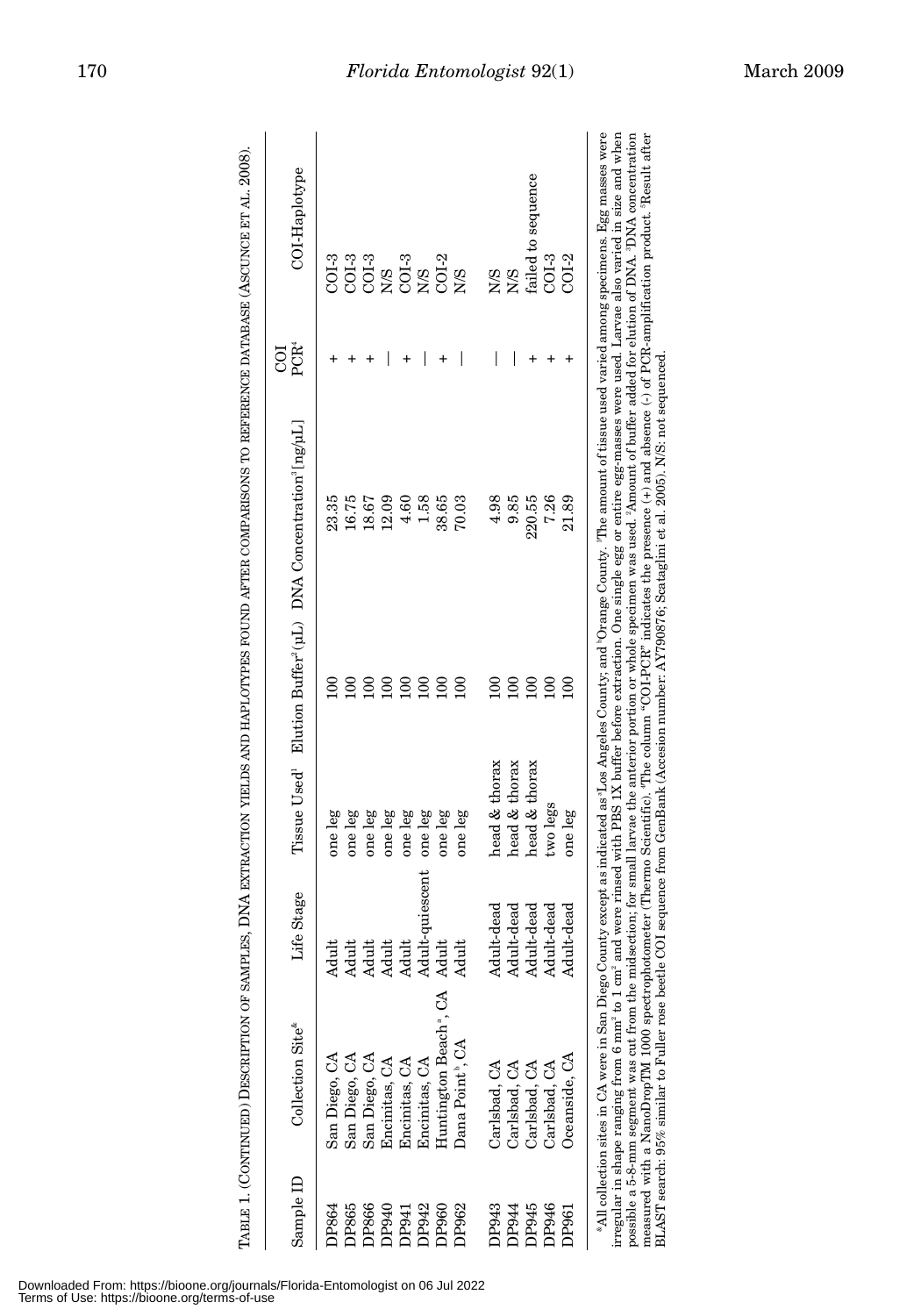TABLE 1. (CONTINUED) DESCRIPTION OF SAMPLES, DNA EXTRACTION YIELDS AND HAPLOTYPES FOUND AFTER COMPARISONS TO REFERENCE DATABASE (ASCUNCE ET AL. 2008).

| Sample ID | Collection Site* | Life Stage | Tissue Used[1] | Elution Buffer[2] (µL) | DNA Concentration[3] [ng/µL] | COI PCR[4] | COI-Haplotype |
|---|---|---|---|---|---|---|---|
| DP864 | San Diego, CA | Adult | one leg | 100 | 23.35 | + | COI-3 |
| DP865 | San Diego, CA | Adult | one leg | 100 | 16.75 | + | COI-3 |
| DP866 | San Diego, CA | Adult | one leg | 100 | 18.67 | + | COI-3 |
| DP940 | Encinitas, CA | Adult | one leg | 100 | 12.09 | — | N/S |
| DP941 | Encinitas, CA | Adult | one leg | 100 | 4.60 | + | COI-3 |
| DP942 | Encinitas, CA | Adult-quiescent | one leg | 100 | 1.58 | — | N/S |
| DP960 | Huntington Beach[a], CA | Adult | one leg | 100 | 38.65 | + | COI-2 |
| DP962 | Dana Point[b], CA | Adult | one leg | 100 | 70.03 | — | N/S |
| DP943 | Carlsbad, CA | Adult-dead | head & thorax | 100 | 4.98 | — | N/S |
| DP944 | Carlsbad, CA | Adult-dead | head & thorax | 100 | 9.85 | — | N/S |
| DP945 | Carlsbad, CA | Adult-dead | head & thorax | 100 | 220.55 | + | failed to sequence |
| DP946 | Carlsbad, CA | Adult-dead | two legs | 100 | 7.26 | + | COI-3 |
| DP961 | Oceanside, CA | Adult-dead | one leg | 100 | 21.89 | + | COI-2 |

*All collection sites in CA were in San Diego County except as indicated as [a]Los Angeles County; and [b]Orange County. [1]The amount of tissue used varied among specimens. Egg masses were irregular in shape ranging from 6 mm² to 1 cm² and were rinsed with PBS 1X buffer before extraction. One single egg or entire egg-masses were used. Larvae also varied in size and when possible a 5-8-mm segment was cut from the midsection; for small larvae the anterior portion or whole specimen was used. [2]Amount of buffer added for elution of DNA. [3]DNA concentration measured with a NanoDropTM 1000 spectrophotometer (Thermo Scientific). [4]The column "COI-PCR" indicates the presence (+) and absence (-) of PCR-amplification product. [5]Result after BLAST search: 95% similar to Fuller rose beetle COI sequence from GenBank (Accesion number: AY790876; Scataglini et al. 2005). N/S: not sequenced.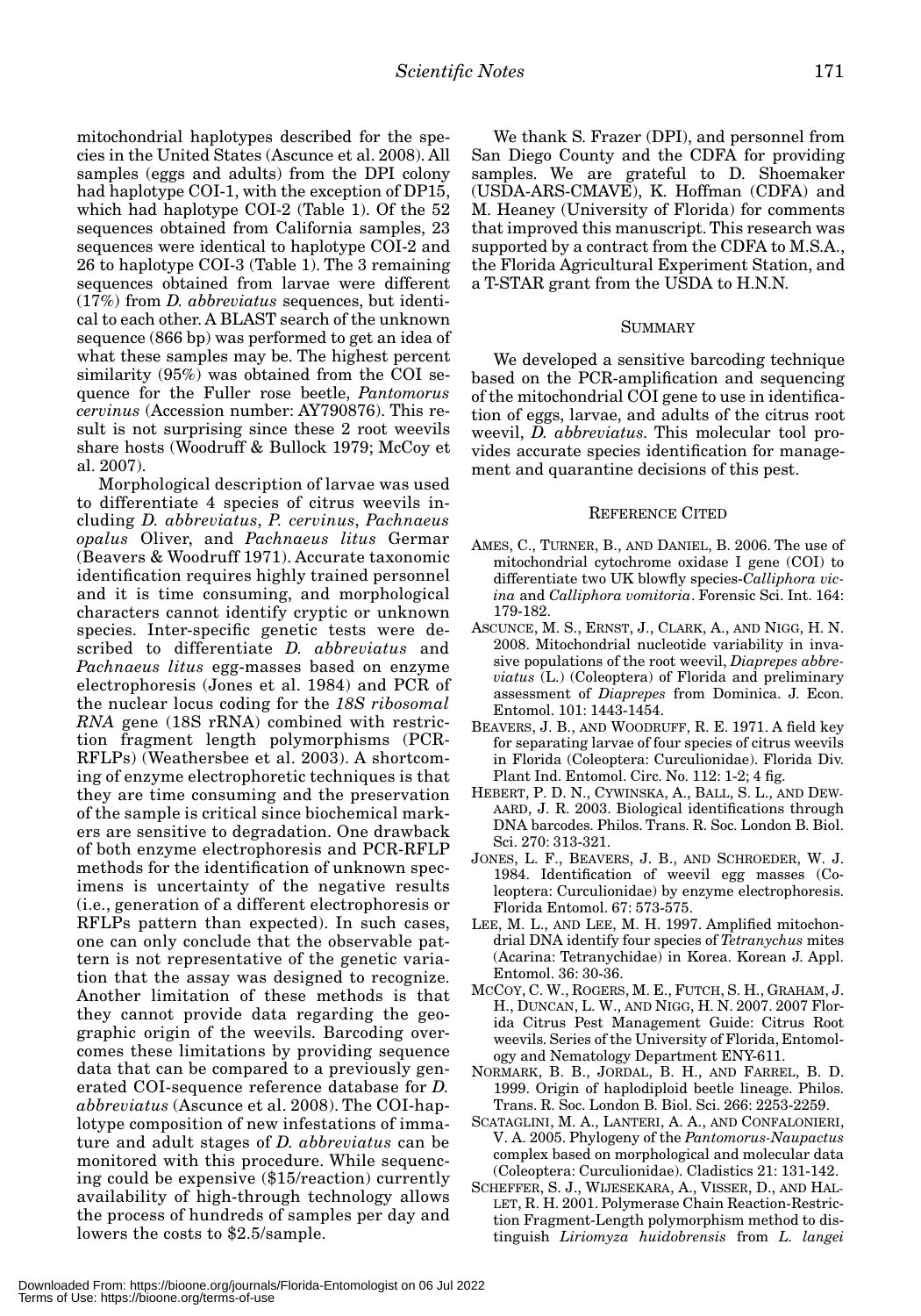mitochondrial haplotypes described for the species in the United States (Ascunce et al. 2008). All samples (eggs and adults) from the DPI colony had haplotype COI-1, with the exception of DP15, which had haplotype COI-2 (Table 1). Of the 52 sequences obtained from California samples, 23 sequences were identical to haplotype COI-2 and 26 to haplotype COI-3 (Table 1). The 3 remaining sequences obtained from larvae were different (17%) from *D. abbreviatus* sequences, but identical to each other. A BLAST search of the unknown sequence (866 bp) was performed to get an idea of what these samples may be. The highest percent similarity (95%) was obtained from the COI sequence for the Fuller rose beetle, *Pantomorus cervinus* (Accession number: AY790876). This result is not surprising since these 2 root weevils share hosts (Woodruff & Bullock 1979; McCoy et al. 2007).

Morphological description of larvae was used to differentiate 4 species of citrus weevils including *D. abbreviatus*, *P. cervinus*, *Pachnaeus opalus* Oliver, and *Pachnaeus litus* Germar (Beavers & Woodruff 1971). Accurate taxonomic identification requires highly trained personnel and it is time consuming, and morphological characters cannot identify cryptic or unknown species. Inter-specific genetic tests were described to differentiate *D. abbreviatus* and *Pachnaeus litus* egg-masses based on enzyme electrophoresis (Jones et al. 1984) and PCR of the nuclear locus coding for the *18S ribosomal RNA* gene (18S rRNA) combined with restriction fragment length polymorphisms (PCR-RFLPs) (Weathersbee et al. 2003). A shortcoming of enzyme electrophoretic techniques is that they are time consuming and the preservation of the sample is critical since biochemical markers are sensitive to degradation. One drawback of both enzyme electrophoresis and PCR-RFLP methods for the identification of unknown specimens is uncertainty of the negative results (i.e., generation of a different electrophoresis or RFLPs pattern than expected). In such cases, one can only conclude that the observable pattern is not representative of the genetic variation that the assay was designed to recognize. Another limitation of these methods is that they cannot provide data regarding the geographic origin of the weevils. Barcoding overcomes these limitations by providing sequence data that can be compared to a previously generated COI-sequence reference database for *D. abbreviatus* (Ascunce et al. 2008). The COI-haplotype composition of new infestations of immature and adult stages of *D. abbreviatus* can be monitored with this procedure. While sequencing could be expensive ($15/reaction) currently availability of high-through technology allows the process of hundreds of samples per day and lowers the costs to $2.5/sample.

We thank S. Frazer (DPI), and personnel from San Diego County and the CDFA for providing samples. We are grateful to D. Shoemaker (USDA-ARS-CMAVE), K. Hoffman (CDFA) and M. Heaney (University of Florida) for comments that improved this manuscript. This research was supported by a contract from the CDFA to M.S.A., the Florida Agricultural Experiment Station, and a T-STAR grant from the USDA to H.N.N.

## Summary

We developed a sensitive barcoding technique based on the PCR-amplification and sequencing of the mitochondrial COI gene to use in identification of eggs, larvae, and adults of the citrus root weevil, *D. abbreviatus*. This molecular tool provides accurate species identification for management and quarantine decisions of this pest.

## Reference Cited

Ames, C., Turner, B., and Daniel, B. 2006. The use of mitochondrial cytochrome oxidase I gene (COI) to differentiate two UK blowfly species-*Calliphora vicina* and *Calliphora vomitoria*. Forensic Sci. Int. 164: 179-182.

Ascunce, M. S., Ernst, J., Clark, A., and Nigg, H. N. 2008. Mitochondrial nucleotide variability in invasive populations of the root weevil, *Diaprepes abbreviatus* (L.) (Coleoptera) of Florida and preliminary assessment of *Diaprepes* from Dominica. J. Econ. Entomol. 101: 1443-1454.

Beavers, J. B., and Woodruff, R. E. 1971. A field key for separating larvae of four species of citrus weevils in Florida (Coleoptera: Curculionidae). Florida Div. Plant Ind. Entomol. Circ. No. 112: 1-2; 4 fig.

Hebert, P. D. N., Cywinska, A., Ball, S. L., and Dewaard, J. R. 2003. Biological identifications through DNA barcodes. Philos. Trans. R. Soc. London B. Biol. Sci. 270: 313-321.

Jones, L. F., Beavers, J. B., and Schroeder, W. J. 1984. Identification of weevil egg masses (Coleoptera: Curculionidae) by enzyme electrophoresis. Florida Entomol. 67: 573-575.

Lee, M. L., and Lee, M. H. 1997. Amplified mitochondrial DNA identify four species of *Tetranychus* mites (Acarina: Tetranychidae) in Korea. Korean J. Appl. Entomol. 36: 30-36.

McCoy, C. W., Rogers, M. E., Futch, S. H., Graham, J. H., Duncan, L. W., and Nigg, H. N. 2007. 2007 Florida Citrus Pest Management Guide: Citrus Root weevils. Series of the University of Florida, Entomology and Nematology Department ENY-611.

Normark, B. B., Jordal, B. H., and Farrel, B. D. 1999. Origin of haplodiploid beetle lineage. Philos. Trans. R. Soc. London B. Biol. Sci. 266: 2253-2259.

Scataglini, M. A., Lanteri, A. A., and Confalonieri, V. A. 2005. Phylogeny of the *Pantomorus-Naupactus* complex based on morphological and molecular data (Coleoptera: Curculionidae). Cladistics 21: 131-142.

Scheffer, S. J., Wijesekara, A., Visser, D., and Hallet, R. H. 2001. Polymerase Chain Reaction-Restriction Fragment-Length polymorphism method to distinguish *Liriomyza huidobrensis* from *L. langei*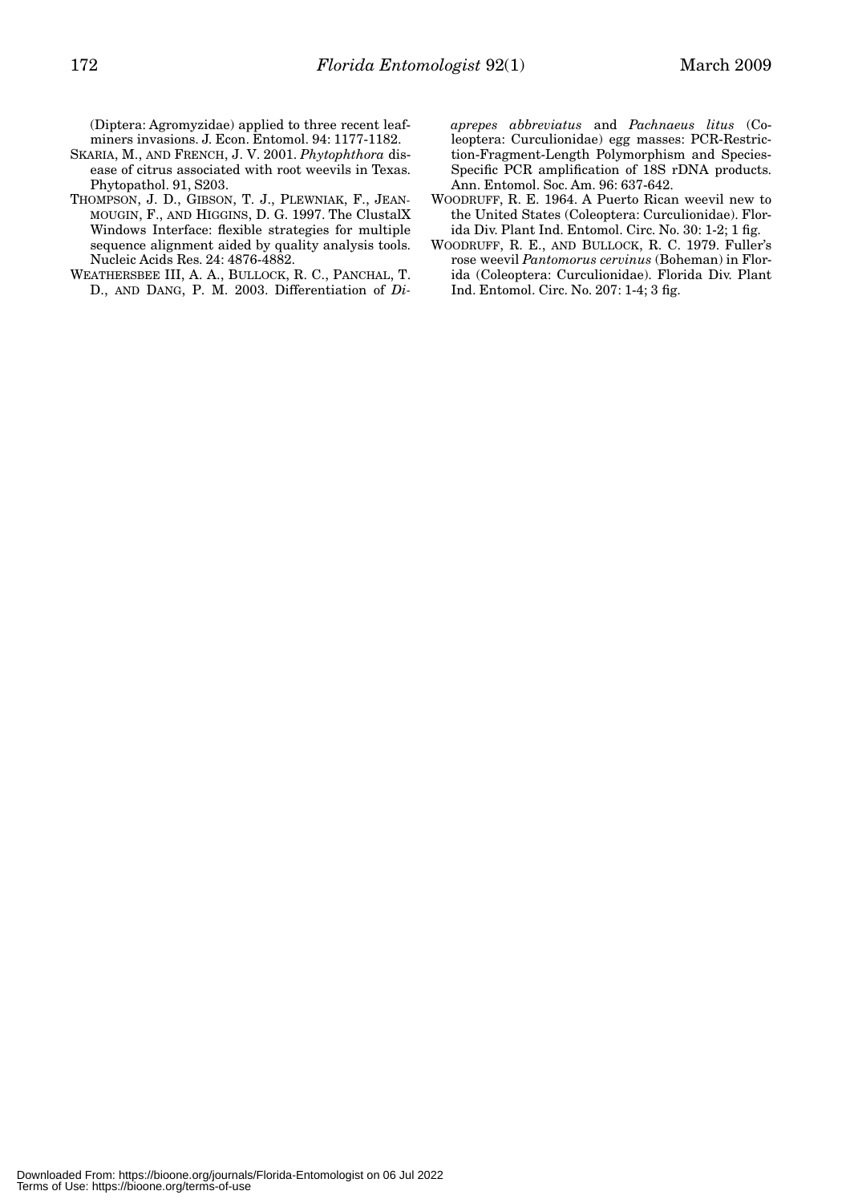(Diptera: Agromyzidae) applied to three recent leafminers invasions. J. Econ. Entomol. 94: 1177-1182.

SKARIA, M., AND FRENCH, J. V. 2001. *Phytophthora* disease of citrus associated with root weevils in Texas. Phytopathol. 91, S203.

THOMPSON, J. D., GIBSON, T. J., PLEWNIAK, F., JEANMOUGIN, F., AND HIGGINS, D. G. 1997. The ClustalX Windows Interface: flexible strategies for multiple sequence alignment aided by quality analysis tools. Nucleic Acids Res. 24: 4876-4882.

WEATHERSBEE III, A. A., BULLOCK, R. C., PANCHAL, T. D., AND DANG, P. M. 2003. Differentiation of *Diaprepes abbreviatus* and *Pachnaeus litus* (Coleoptera: Curculionidae) egg masses: PCR-Restriction-Fragment-Length Polymorphism and Species-Specific PCR amplification of 18S rDNA products. Ann. Entomol. Soc. Am. 96: 637-642.

WOODRUFF, R. E. 1964. A Puerto Rican weevil new to the United States (Coleoptera: Curculionidae). Florida Div. Plant Ind. Entomol. Circ. No. 30: 1-2; 1 fig.

WOODRUFF, R. E., AND BULLOCK, R. C. 1979. Fuller's rose weevil *Pantomorus cervinus* (Boheman) in Florida (Coleoptera: Curculionidae). Florida Div. Plant Ind. Entomol. Circ. No. 207: 1-4; 3 fig.